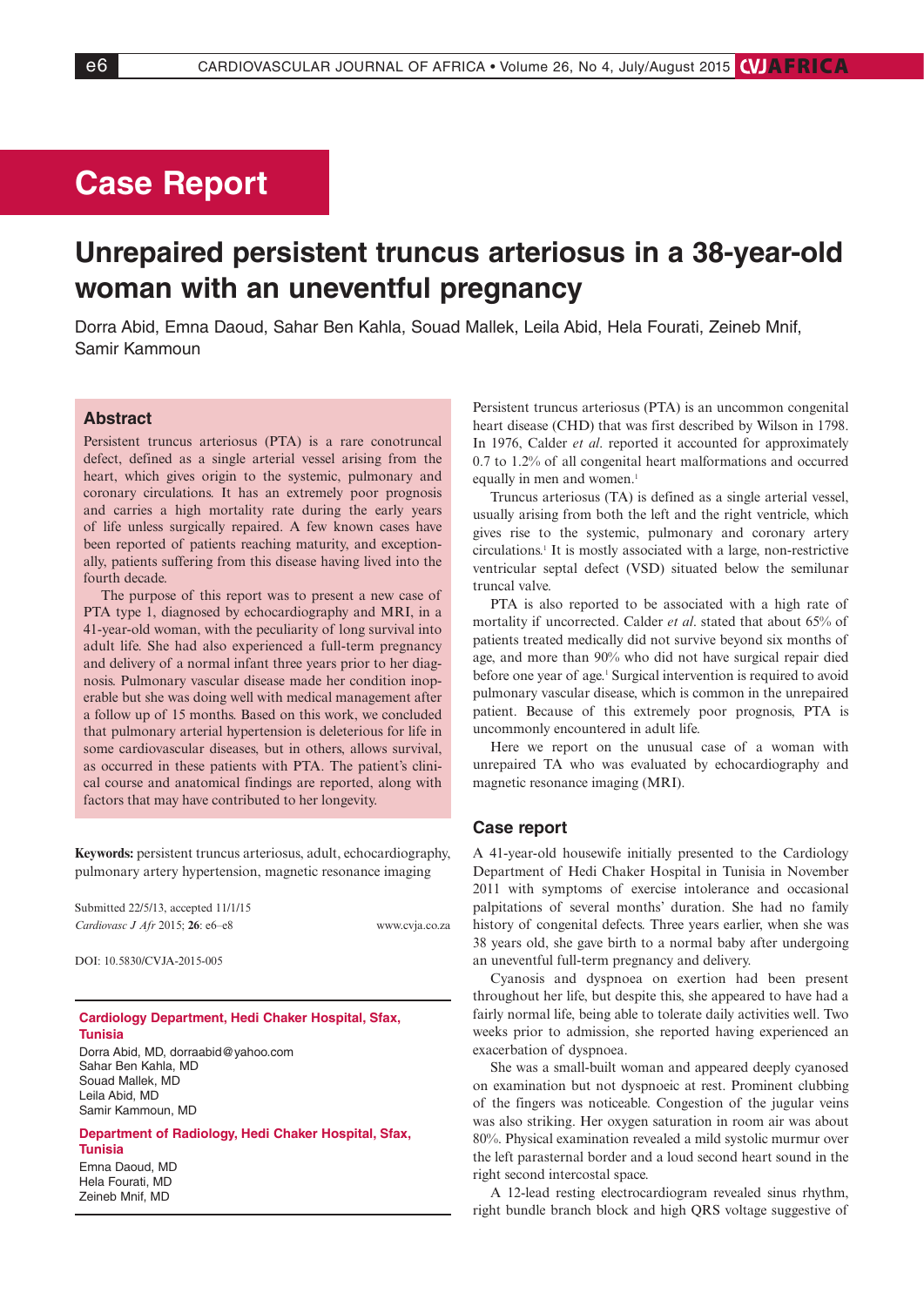# Case Report

# Unrepaired persistent truncus arteriosus in a 38-year-old woman with an uneventful pregnancy

Dorra Abid, Emna Daoud, Sahar Ben Kahla, Souad Mallek, Leila Abid, Hela Fourati, Zeineb Mnif, Samir Kammoun

## Abstract

Persistent truncus arteriosus (PTA) is a rare conotruncal defect, defined as a single arterial vessel arising from the heart, which gives origin to the systemic, pulmonary and coronary circulations. It has an extremely poor prognosis and carries a high mortality rate during the early years of life unless surgically repaired. A few known cases have been reported of patients reaching maturity, and exceptionally, patients suffering from this disease having lived into the fourth decade.

The purpose of this report was to present a new case of PTA type 1, diagnosed by echocardiography and MRI, in a 41-year-old woman, with the peculiarity of long survival into adult life. She had also experienced a full-term pregnancy and delivery of a normal infant three years prior to her diagnosis. Pulmonary vascular disease made her condition inoperable but she was doing well with medical management after a follow up of 15 months. Based on this work, we concluded that pulmonary arterial hypertension is deleterious for life in some cardiovascular diseases, but in others, allows survival, as occurred in these patients with PTA. The patient's clinical course and anatomical findings are reported, along with factors that may have contributed to her longevity.

**Keywords:** persistent truncus arteriosus, adult, echocardiography, pulmonary artery hypertension, magnetic resonance imaging

Submitted 22/5/13, accepted 11/1/15
*Cardiovasc J Afr* 2015; **26**: e6–e8 www.cvja.co.za

DOI: 10.5830/CVJA-2015-005

**Cardiology Department, Hedi Chaker Hospital, Sfax, Tunisia**
Dorra Abid, MD, dorraabid@yahoo.com
Sahar Ben Kahla, MD
Souad Mallek, MD
Leila Abid, MD
Samir Kammoun, MD

**Department of Radiology, Hedi Chaker Hospital, Sfax, Tunisia**
Emna Daoud, MD
Hela Fourati, MD
Zeineb Mnif, MD

Persistent truncus arteriosus (PTA) is an uncommon congenital heart disease (CHD) that was first described by Wilson in 1798. In 1976, Calder *et al.* reported it accounted for approximately 0.7 to 1.2% of all congenital heart malformations and occurred equally in men and women.[1]

Truncus arteriosus (TA) is defined as a single arterial vessel, usually arising from both the left and the right ventricle, which gives rise to the systemic, pulmonary and coronary artery circulations.[1] It is mostly associated with a large, non-restrictive ventricular septal defect (VSD) situated below the semilunar truncal valve.

PTA is also reported to be associated with a high rate of mortality if uncorrected. Calder *et al.* stated that about 65% of patients treated medically did not survive beyond six months of age, and more than 90% who did not have surgical repair died before one year of age.[1] Surgical intervention is required to avoid pulmonary vascular disease, which is common in the unrepaired patient. Because of this extremely poor prognosis, PTA is uncommonly encountered in adult life.

Here we report on the unusual case of a woman with unrepaired TA who was evaluated by echocardiography and magnetic resonance imaging (MRI).

## Case report

A 41-year-old housewife initially presented to the Cardiology Department of Hedi Chaker Hospital in Tunisia in November 2011 with symptoms of exercise intolerance and occasional palpitations of several months' duration. She had no family history of congenital defects. Three years earlier, when she was 38 years old, she gave birth to a normal baby after undergoing an uneventful full-term pregnancy and delivery.

Cyanosis and dyspnoea on exertion had been present throughout her life, but despite this, she appeared to have had a fairly normal life, being able to tolerate daily activities well. Two weeks prior to admission, she reported having experienced an exacerbation of dyspnoea.

She was a small-built woman and appeared deeply cyanosed on examination but not dyspnoeic at rest. Prominent clubbing of the fingers was noticeable. Congestion of the jugular veins was also striking. Her oxygen saturation in room air was about 80%. Physical examination revealed a mild systolic murmur over the left parasternal border and a loud second heart sound in the right second intercostal space.

A 12-lead resting electrocardiogram revealed sinus rhythm, right bundle branch block and high QRS voltage suggestive of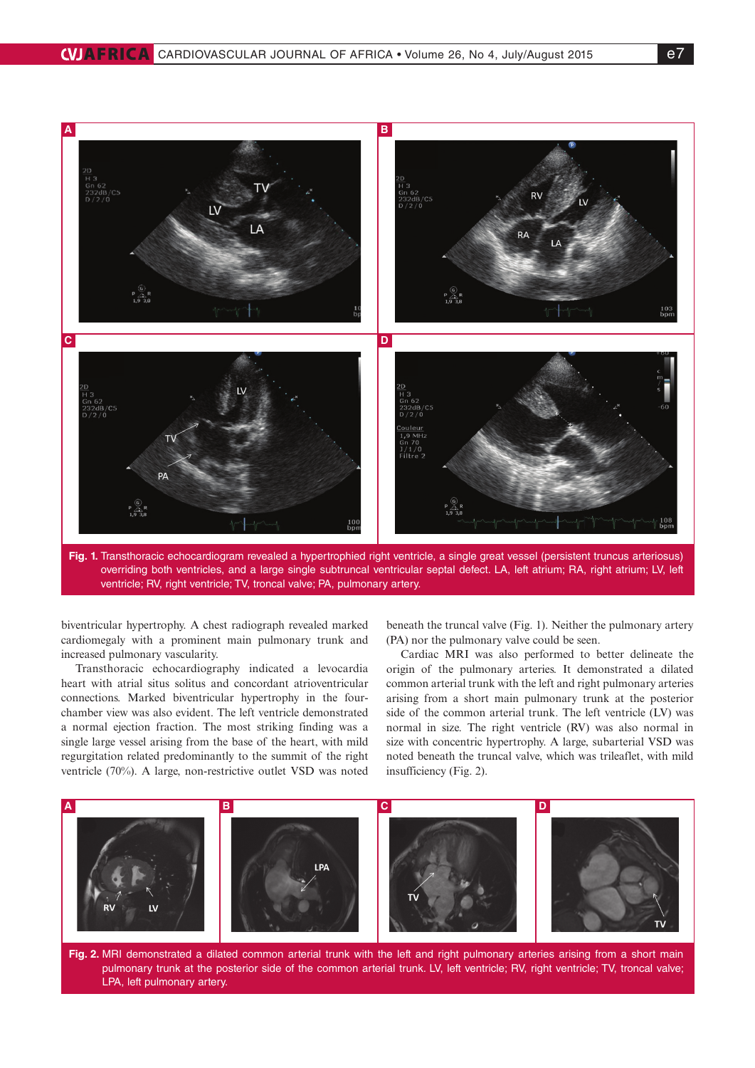**Fig. 1.** Transthoracic echocardiogram revealed a hypertrophied right ventricle, a single great vessel (persistent truncus arteriosus) overriding both ventricles, and a large single subtruncal ventricular septal defect. LA, left atrium; RA, right atrium; LV, left ventricle; RV, right ventricle; TV, troncal valve; PA, pulmonary artery.

biventricular hypertrophy. A chest radiograph revealed marked cardiomegaly with a prominent main pulmonary trunk and increased pulmonary vascularity.

Transthoracic echocardiography indicated a levocardia heart with atrial situs solitus and concordant atrioventricular connections. Marked biventricular hypertrophy in the four-chamber view was also evident. The left ventricle demonstrated a normal ejection fraction. The most striking finding was a single large vessel arising from the base of the heart, with mild regurgitation related predominantly to the summit of the right ventricle (70%). A large, non-restrictive outlet VSD was noted beneath the truncal valve (Fig. 1). Neither the pulmonary artery (PA) nor the pulmonary valve could be seen.

Cardiac MRI was also performed to better delineate the origin of the pulmonary arteries. It demonstrated a dilated common arterial trunk with the left and right pulmonary arteries arising from a short main pulmonary trunk at the posterior side of the common arterial trunk. The left ventricle (LV) was normal in size. The right ventricle (RV) was also normal in size with concentric hypertrophy. A large, subarterial VSD was noted beneath the truncal valve, which was trileaflet, with mild insufficiency (Fig. 2).

**Fig. 2.** MRI demonstrated a dilated common arterial trunk with the left and right pulmonary arteries arising from a short main pulmonary trunk at the posterior side of the common arterial trunk. LV, left ventricle; RV, right ventricle; TV, troncal valve; LPA, left pulmonary artery.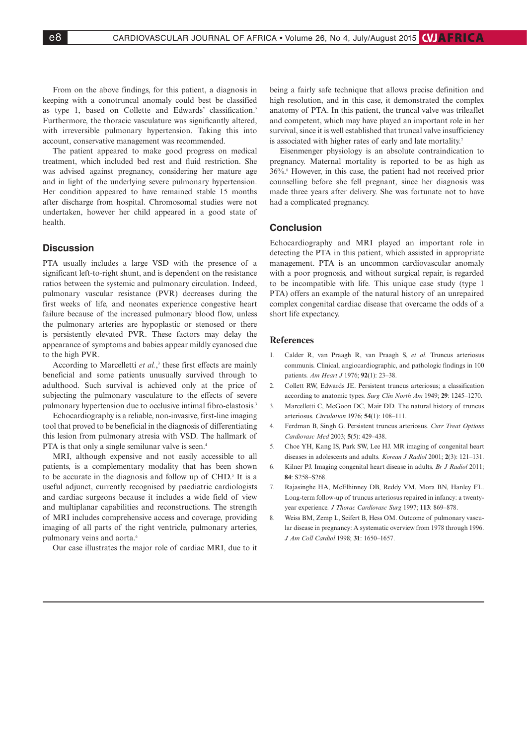From on the above findings, for this patient, a diagnosis in keeping with a conotruncal anomaly could best be classified as type 1, based on Collette and Edwards' classification.[2] Furthermore, the thoracic vasculature was significantly altered, with irreversible pulmonary hypertension. Taking this into account, conservative management was recommended.

The patient appeared to make good progress on medical treatment, which included bed rest and fluid restriction. She was advised against pregnancy, considering her mature age and in light of the underlying severe pulmonary hypertension. Her condition appeared to have remained stable 15 months after discharge from hospital. Chromosomal studies were not undertaken, however her child appeared in a good state of health.

## Discussion

PTA usually includes a large VSD with the presence of a significant left-to-right shunt, and is dependent on the resistance ratios between the systemic and pulmonary circulation. Indeed, pulmonary vascular resistance (PVR) decreases during the first weeks of life, and neonates experience congestive heart failure because of the increased pulmonary blood flow, unless the pulmonary arteries are hypoplastic or stenosed or there is persistently elevated PVR. These factors may delay the appearance of symptoms and babies appear mildly cyanosed due to the high PVR.

According to Marcelletti *et al.*,[3] these first effects are mainly beneficial and some patients unusually survived through to adulthood. Such survival is achieved only at the price of subjecting the pulmonary vasculature to the effects of severe pulmonary hypertension due to occlusive intimal fibro-elastosis.[3]

Echocardiography is a reliable, non-invasive, first-line imaging tool that proved to be beneficial in the diagnosis of differentiating this lesion from pulmonary atresia with VSD. The hallmark of PTA is that only a single semilunar valve is seen.[4]

MRI, although expensive and not easily accessible to all patients, is a complementary modality that has been shown to be accurate in the diagnosis and follow up of CHD.[5] It is a useful adjunct, currently recognised by paediatric cardiologists and cardiac surgeons because it includes a wide field of view and multiplanar capabilities and reconstructions. The strength of MRI includes comprehensive access and coverage, providing imaging of all parts of the right ventricle, pulmonary arteries, pulmonary veins and aorta.[6]

Our case illustrates the major role of cardiac MRI, due to it being a fairly safe technique that allows precise definition and high resolution, and in this case, it demonstrated the complex anatomy of PTA. In this patient, the truncal valve was trileaflet and competent, which may have played an important role in her survival, since it is well established that truncal valve insufficiency is associated with higher rates of early and late mortality.[7]

Eisenmenger physiology is an absolute contraindication to pregnancy. Maternal mortality is reported to be as high as 36%.[8] However, in this case, the patient had not received prior counselling before she fell pregnant, since her diagnosis was made three years after delivery. She was fortunate not to have had a complicated pregnancy.

## Conclusion

Echocardiography and MRI played an important role in detecting the PTA in this patient, which assisted in appropriate management. PTA is an uncommon cardiovascular anomaly with a poor prognosis, and without surgical repair, is regarded to be incompatible with life. This unique case study (type 1 PTA) offers an example of the natural history of an unrepaired complex congenital cardiac disease that overcame the odds of a short life expectancy.

## References

1. Calder R, van Praagh R, van Praagh S, *et al*. Truncus arteriosus communis. Clinical, angiocardiographic, and pathologic findings in 100 patients. *Am Heart J* 1976; **92**(1): 23–38.
2. Collett RW, Edwards JE. Persistent truncus arteriosus; a classification according to anatomic types. *Surg Clin North Am* 1949; **29**: 1245–1270.
3. Marcelletti C, McGoon DC, Mair DD. The natural history of truncus arteriosus. *Circulation* 1976; **54**(1): 108–111.
4. Ferdman B, Singh G. Persistent truncus arteriosus. *Curr Treat Options Cardiovasc Med* 2003; **5**(5): 429–438.
5. Choe YH, Kang IS, Park SW, Lee HJ. MR imaging of congenital heart diseases in adolescents and adults. *Korean J Radiol* 2001; **2**(3): 121–131.
6. Kilner PJ. Imaging congenital heart disease in adults. *Br J Radiol* 2011; **84**: S258–S268.
7. Rajasinghe HA, McElhinney DB, Reddy VM, Mora BN, Hanley FL. Long-term follow-up of truncus arteriosus repaired in infancy: a twenty-year experience. *J Thorac Cardiovasc Surg* 1997; **113**: 869–878.
8. Weiss BM, Zemp L, Seifert B, Hess OM. Outcome of pulmonary vascular disease in pregnancy: A systematic overview from 1978 through 1996. *J Am Coll Cardiol* 1998; **31**: 1650–1657.